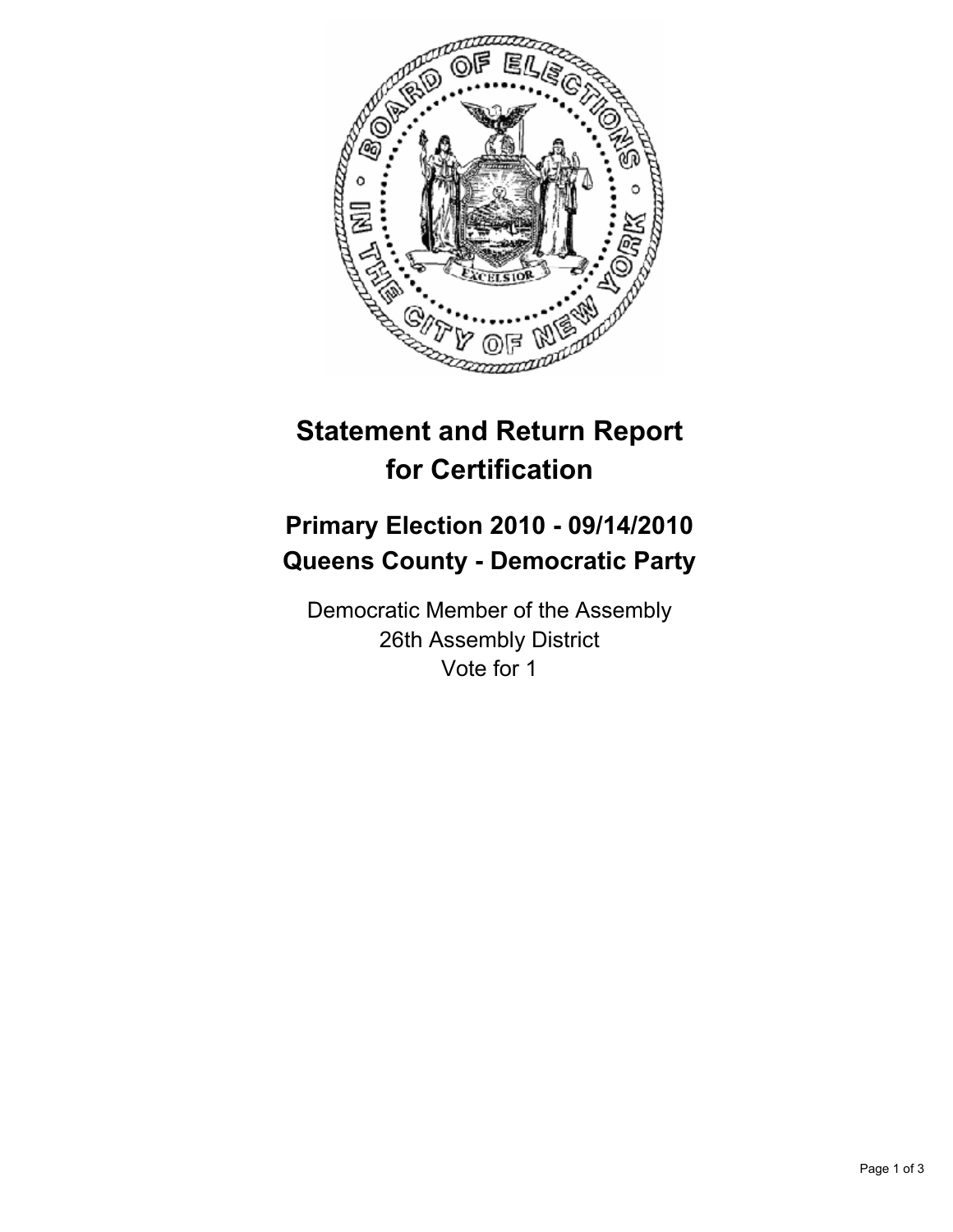# Statement and Return Report for Certification

## Primary Election 2010 - 09/14/2010
## Queens County - Democratic Party

Democratic Member of the Assembly
26th Assembly District
Vote for 1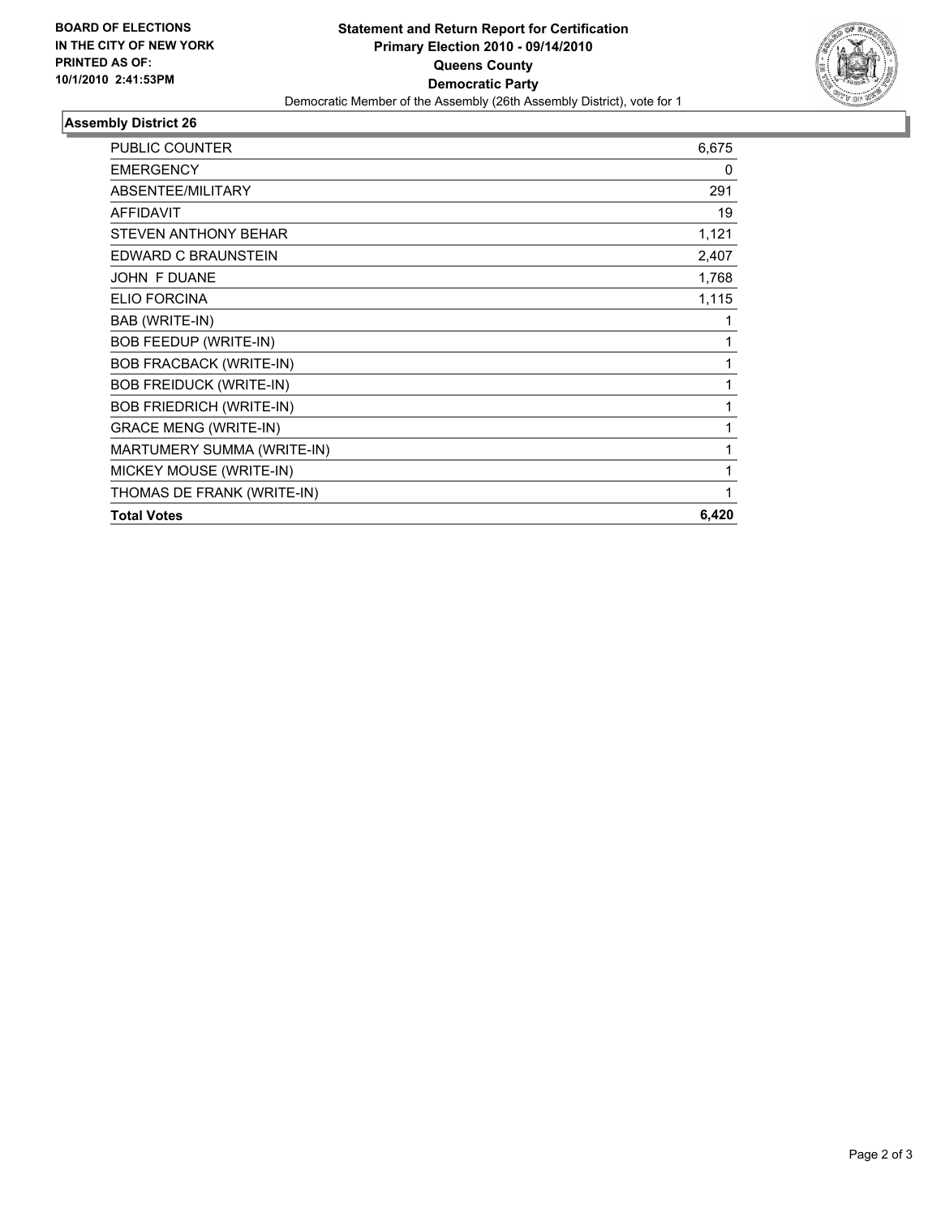**BOARD OF ELECTIONS IN THE CITY OF NEW YORK PRINTED AS OF: 10/1/2010 2:41:53PM**

# Statement and Return Report for Certification
## Primary Election 2010 - 09/14/2010
## Queens County
## Democratic Party

Democratic Member of the Assembly (26th Assembly District), vote for 1

### Assembly District 26

| | |
|---|---|
| PUBLIC COUNTER | 6,675 |
| EMERGENCY | 0 |
| ABSENTEE/MILITARY | 291 |
| AFFIDAVIT | 19 |
| STEVEN ANTHONY BEHAR | 1,121 |
| EDWARD C BRAUNSTEIN | 2,407 |
| JOHN F DUANE | 1,768 |
| ELIO FORCINA | 1,115 |
| BAB (WRITE-IN) | 1 |
| BOB FEEDUP (WRITE-IN) | 1 |
| BOB FRACBACK (WRITE-IN) | 1 |
| BOB FREIDUCK (WRITE-IN) | 1 |
| BOB FRIEDRICH (WRITE-IN) | 1 |
| GRACE MENG (WRITE-IN) | 1 |
| MARTUMERY SUMMA (WRITE-IN) | 1 |
| MICKEY MOUSE (WRITE-IN) | 1 |
| THOMAS DE FRANK (WRITE-IN) | 1 |
| **Total Votes** | **6,420** |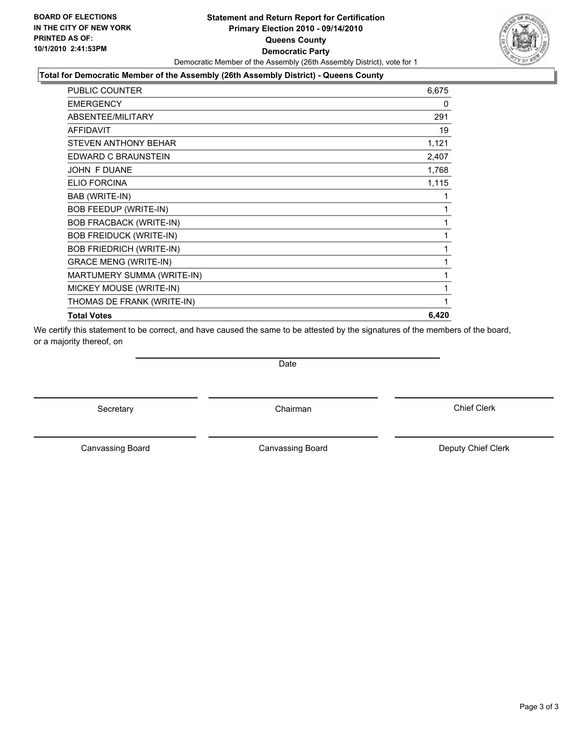**BOARD OF ELECTIONS IN THE CITY OF NEW YORK PRINTED AS OF: 10/1/2010 2:41:53PM**

**Statement and Return Report for Certification Primary Election 2010 - 09/14/2010 Queens County Democratic Party**

Democratic Member of the Assembly (26th Assembly District), vote for 1

**Total for Democratic Member of the Assembly (26th Assembly District) - Queens County**

| | |
|---|---|
| PUBLIC COUNTER | 6,675 |
| EMERGENCY | 0 |
| ABSENTEE/MILITARY | 291 |
| AFFIDAVIT | 19 |
| STEVEN ANTHONY BEHAR | 1,121 |
| EDWARD C BRAUNSTEIN | 2,407 |
| JOHN F DUANE | 1,768 |
| ELIO FORCINA | 1,115 |
| BAB (WRITE-IN) | 1 |
| BOB FEEDUP (WRITE-IN) | 1 |
| BOB FRACBACK (WRITE-IN) | 1 |
| BOB FREIDUCK (WRITE-IN) | 1 |
| BOB FRIEDRICH (WRITE-IN) | 1 |
| GRACE MENG (WRITE-IN) | 1 |
| MARTUMERY SUMMA (WRITE-IN) | 1 |
| MICKEY MOUSE (WRITE-IN) | 1 |
| THOMAS DE FRANK (WRITE-IN) | 1 |
| **Total Votes** | **6,420** |

We certify this statement to be correct, and have caused the same to be attested by the signatures of the members of the board, or a majority thereof, on

Date

Secretary

Chairman

Chief Clerk

Canvassing Board

Canvassing Board

Deputy Chief Clerk